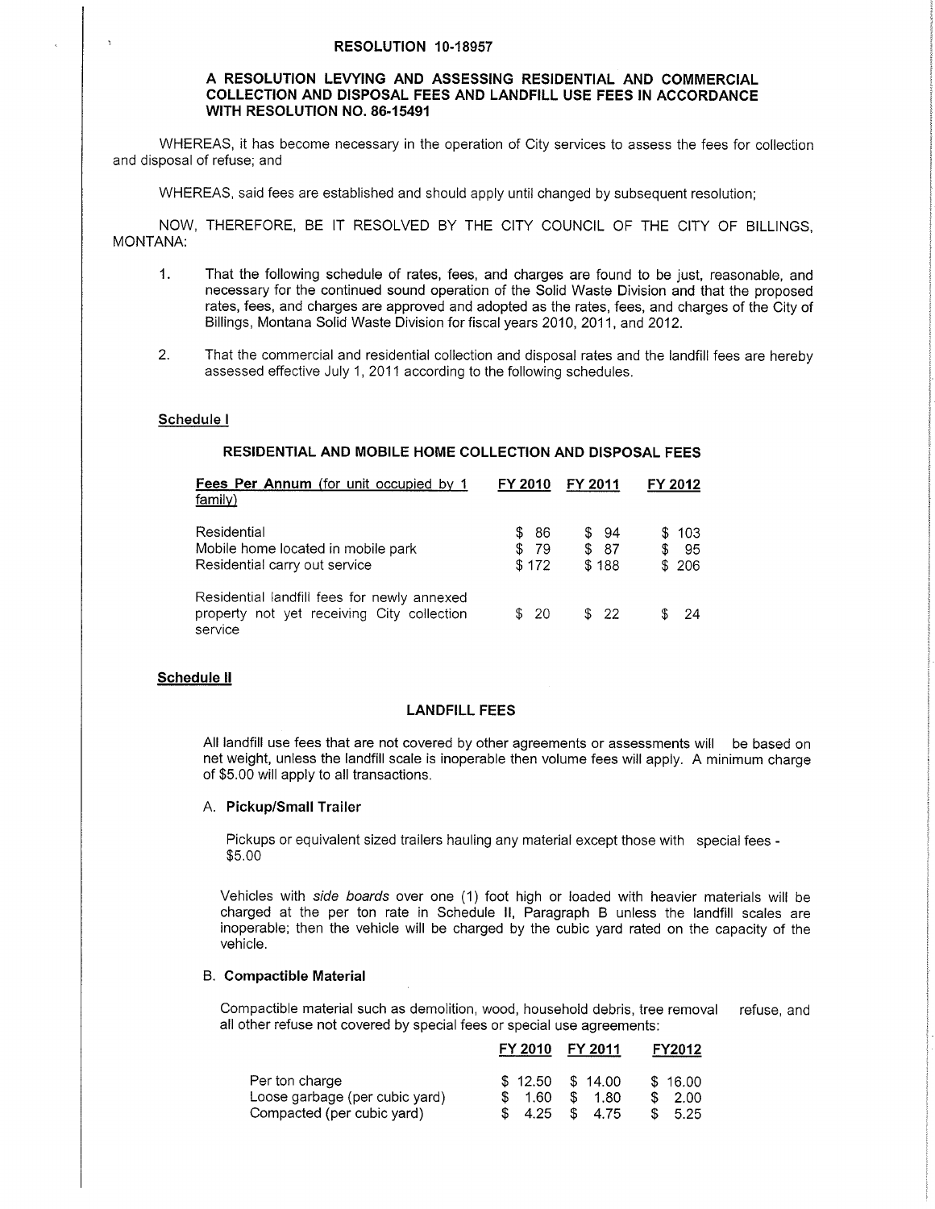# RESOLUTION 10-18957

## A RESOLUTION LEVYING AND ASSESSING RESIDENTIAL AND COMMERCIAL COLLECTION AND DISPOSAL FEES AND LANDFILL USE FEES IN ACCORDANCE WITH RESOLUTION NO. 86-15491

WHEREAS, it has become necessary in the operation of City services to assess the fees for collection and disposal of refuse; and

WHEREAS, said fees are established and should apply until changed by subsequent resolution;

NOW, THEREFORE, BE IT RESOLVED BY THE CITY COUNCIL OF THE CITY OF BILLINGS, MONTANA:

1. That the following schedule of rates, fees, and charges are found to be just, reasonable, and necessary for the continued sound operation of the Solid Waste Division and that the proposed rates, fees, and charges are approved and adopted as the rates, fees, and charges of the City of Billings, Montana Solid Waste Division for fiscal years 2010, 2011, and 2012.

2. That the commercial and residential collection and disposal rates and the landfill fees are hereby assessed effective July 1, 2011 according to the following schedules.

**Schedule I**

**RESIDENTIAL AND MOBILE HOME COLLECTION AND DISPOSAL FEES**

| **Fees Per Annum** (for unit occupied by 1 family) | **FY 2010** | **FY 2011** | **FY 2012** |
|---|---|---|---|
| Residential | $ 86 | $ 94 | $ 103 |
| Mobile home located in mobile park | $ 79 | $ 87 | $ 95 |
| Residential carry out service | $ 172 | $ 188 | $ 206 |
| Residential landfill fees for newly annexed property not yet receiving City collection service | $ 20 | $ 22 | $ 24 |

**Schedule II**

**LANDFILL FEES**

All landfill use fees that are not covered by other agreements or assessments will be based on net weight, unless the landfill scale is inoperable then volume fees will apply. A minimum charge of $5.00 will apply to all transactions.

A. **Pickup/Small Trailer**

Pickups or equivalent sized trailers hauling any material except those with special fees - $5.00

Vehicles with *side boards* over one (1) foot high or loaded with heavier materials will be charged at the per ton rate in Schedule II, Paragraph B unless the landfill scales are inoperable; then the vehicle will be charged by the cubic yard rated on the capacity of the vehicle.

B. **Compactible Material**

Compactible material such as demolition, wood, household debris, tree removal refuse, and all other refuse not covered by special fees or special use agreements:

| | **FY 2010** | **FY 2011** | **FY2012** |
|---|---|---|---|
| Per ton charge | $ 12.50 | $ 14.00 | $ 16.00 |
| Loose garbage (per cubic yard) | $ 1.60 | $ 1.80 | $ 2.00 |
| Compacted (per cubic yard) | $ 4.25 | $ 4.75 | $ 5.25 |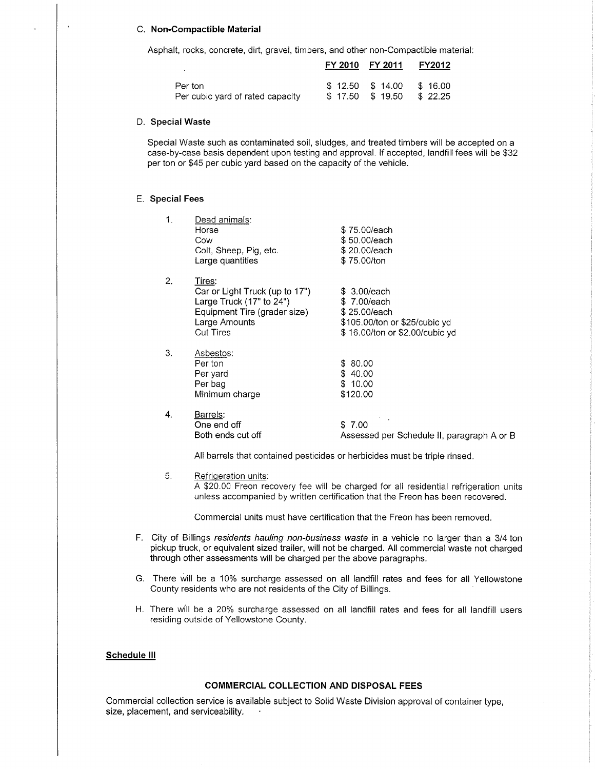### C. **Non-Compactible Material**

Asphalt, rocks, concrete, dirt, gravel, timbers, and other non-Compactible material:

| | FY 2010 | FY 2011 | FY2012 |
|---|---|---|---|
| Per ton | $ 12.50 | $ 14.00 | $ 16.00 |
| Per cubic yard of rated capacity | $ 17.50 | $ 19.50 | $ 22.25 |

### D. **Special Waste**

Special Waste such as contaminated soil, sludges, and treated timbers will be accepted on a case-by-case basis dependent upon testing and approval. If accepted, landfill fees will be $32 per ton or $45 per cubic yard based on the capacity of the vehicle.

### E. **Special Fees**

1. Dead animals:

| | |
|---|---|
| Horse | $ 75.00/each |
| Cow | $ 50.00/each |
| Colt, Sheep, Pig, etc. | $ 20.00/each |
| Large quantities | $ 75.00/ton |

2. Tires:

| | |
|---|---|
| Car or Light Truck (up to 17") | $ 3.00/each |
| Large Truck (17" to 24") | $ 7.00/each |
| Equipment Tire (grader size) | $ 25.00/each |
| Large Amounts | $105.00/ton or $25/cubic yd |
| Cut Tires | $ 16.00/ton or $2.00/cubic yd |

3. Asbestos:

| | |
|---|---|
| Per ton | $ 80.00 |
| Per yard | $ 40.00 |
| Per bag | $ 10.00 |
| Minimum charge | $120.00 |

4. Barrels:

| | |
|---|---|
| One end off | $ 7.00 |
| Both ends cut off | Assessed per Schedule II, paragraph A or B |

All barrels that contained pesticides or herbicides must be triple rinsed.

5. Refrigeration units:
A $20.00 Freon recovery fee will be charged for all residential refrigeration units unless accompanied by written certification that the Freon has been recovered.

Commercial units must have certification that the Freon has been removed.

F. City of Billings *residents hauling non-business waste* in a vehicle no larger than a 3/4 ton pickup truck, or equivalent sized trailer, will not be charged. All commercial waste not charged through other assessments will be charged per the above paragraphs.

G. There will be a 10% surcharge assessed on all landfill rates and fees for all Yellowstone County residents who are not residents of the City of Billings.

H. There will be a 20% surcharge assessed on all landfill rates and fees for all landfill users residing outside of Yellowstone County.

## **Schedule III**

### **COMMERCIAL COLLECTION AND DISPOSAL FEES**

Commercial collection service is available subject to Solid Waste Division approval of container type, size, placement, and serviceability.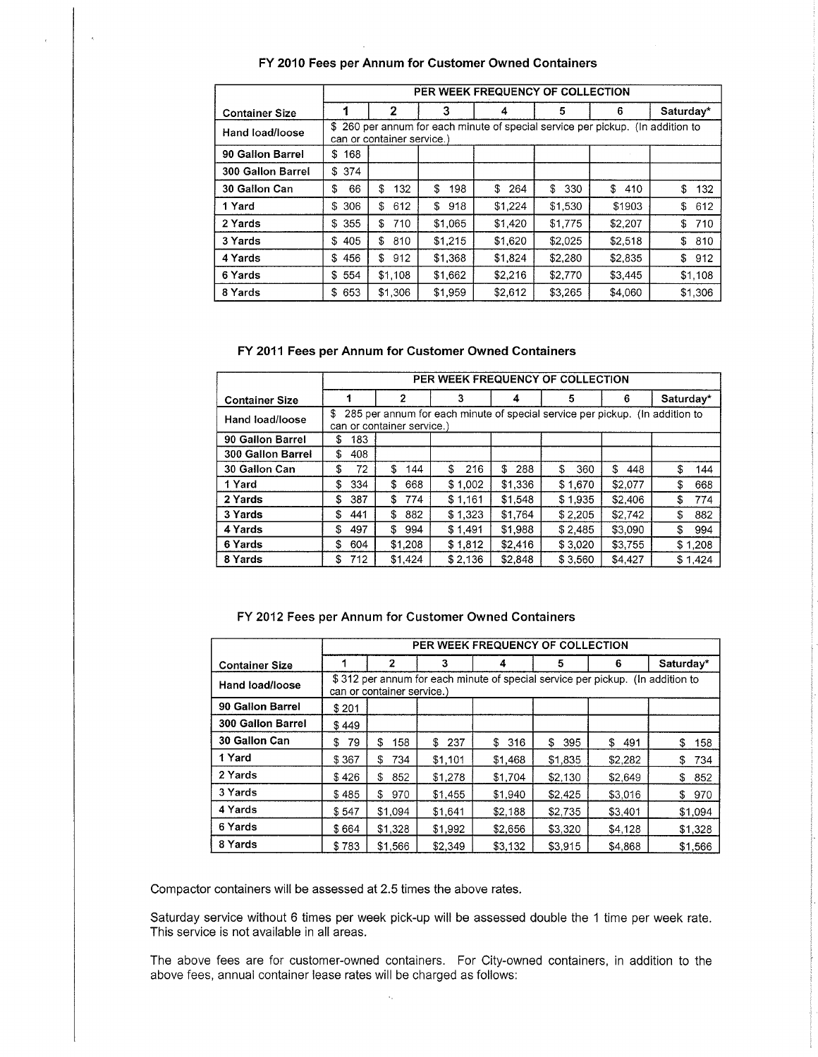### FY 2010 Fees per Annum for Customer Owned Containers

| Container Size | PER WEEK FREQUENCY OF COLLECTION | | | | | | |
|---|---|---|---|---|---|---|---|
| | 1 | 2 | 3 | 4 | 5 | 6 | Saturday* |
| Hand load/loose | $ 260 per annum for each minute of special service per pickup. (In addition to can or container service.) | | | | | | |
| 90 Gallon Barrel | $ 168 | | | | | | |
| 300 Gallon Barrel | $ 374 | | | | | | |
| 30 Gallon Can | $ 66 | $ 132 | $ 198 | $ 264 | $ 330 | $ 410 | $ 132 |
| 1 Yard | $ 306 | $ 612 | $ 918 | $1,224 | $1,530 | $1903 | $ 612 |
| 2 Yards | $ 355 | $ 710 | $1,065 | $1,420 | $1,775 | $2,207 | $ 710 |
| 3 Yards | $ 405 | $ 810 | $1,215 | $1,620 | $2,025 | $2,518 | $ 810 |
| 4 Yards | $ 456 | $ 912 | $1,368 | $1,824 | $2,280 | $2,835 | $ 912 |
| 6 Yards | $ 554 | $1,108 | $1,662 | $2,216 | $2,770 | $3,445 | $1,108 |
| 8 Yards | $ 653 | $1,306 | $1,959 | $2,612 | $3,265 | $4,060 | $1,306 |

### FY 2011 Fees per Annum for Customer Owned Containers

| Container Size | PER WEEK FREQUENCY OF COLLECTION | | | | | | |
|---|---|---|---|---|---|---|---|
| | 1 | 2 | 3 | 4 | 5 | 6 | Saturday* |
| Hand load/loose | $ 285 per annum for each minute of special service per pickup. (In addition to can or container service.) | | | | | | |
| 90 Gallon Barrel | $ 183 | | | | | | |
| 300 Gallon Barrel | $ 408 | | | | | | |
| 30 Gallon Can | $ 72 | $ 144 | $ 216 | $ 288 | $ 360 | $ 448 | $ 144 |
| 1 Yard | $ 334 | $ 668 | $ 1,002 | $1,336 | $ 1,670 | $2,077 | $ 668 |
| 2 Yards | $ 387 | $ 774 | $ 1,161 | $1,548 | $ 1,935 | $2,406 | $ 774 |
| 3 Yards | $ 441 | $ 882 | $ 1,323 | $1,764 | $ 2,205 | $2,742 | $ 882 |
| 4 Yards | $ 497 | $ 994 | $ 1,491 | $1,988 | $ 2,485 | $3,090 | $ 994 |
| 6 Yards | $ 604 | $1,208 | $ 1,812 | $2,416 | $ 3,020 | $3,755 | $ 1,208 |
| 8 Yards | $ 712 | $1,424 | $ 2,136 | $2,848 | $ 3,560 | $4,427 | $ 1,424 |

### FY 2012 Fees per Annum for Customer Owned Containers

| Container Size | PER WEEK FREQUENCY OF COLLECTION | | | | | | |
|---|---|---|---|---|---|---|---|
| | 1 | 2 | 3 | 4 | 5 | 6 | Saturday* |
| Hand load/loose | $ 312 per annum for each minute of special service per pickup. (In addition to can or container service.) | | | | | | |
| 90 Gallon Barrel | $ 201 | | | | | | |
| 300 Gallon Barrel | $ 449 | | | | | | |
| 30 Gallon Can | $ 79 | $ 158 | $ 237 | $ 316 | $ 395 | $ 491 | $ 158 |
| 1 Yard | $ 367 | $ 734 | $1,101 | $1,468 | $1,835 | $2,282 | $ 734 |
| 2 Yards | $ 426 | $ 852 | $1,278 | $1,704 | $2,130 | $2,649 | $ 852 |
| 3 Yards | $ 485 | $ 970 | $1,455 | $1,940 | $2,425 | $3,016 | $ 970 |
| 4 Yards | $ 547 | $1,094 | $1,641 | $2,188 | $2,735 | $3,401 | $1,094 |
| 6 Yards | $ 664 | $1,328 | $1,992 | $2,656 | $3,320 | $4,128 | $1,328 |
| 8 Yards | $ 783 | $1,566 | $2,349 | $3,132 | $3,915 | $4,868 | $1,566 |

Compactor containers will be assessed at 2.5 times the above rates.

Saturday service without 6 times per week pick-up will be assessed double the 1 time per week rate. This service is not available in all areas.

The above fees are for customer-owned containers. For City-owned containers, in addition to the above fees, annual container lease rates will be charged as follows: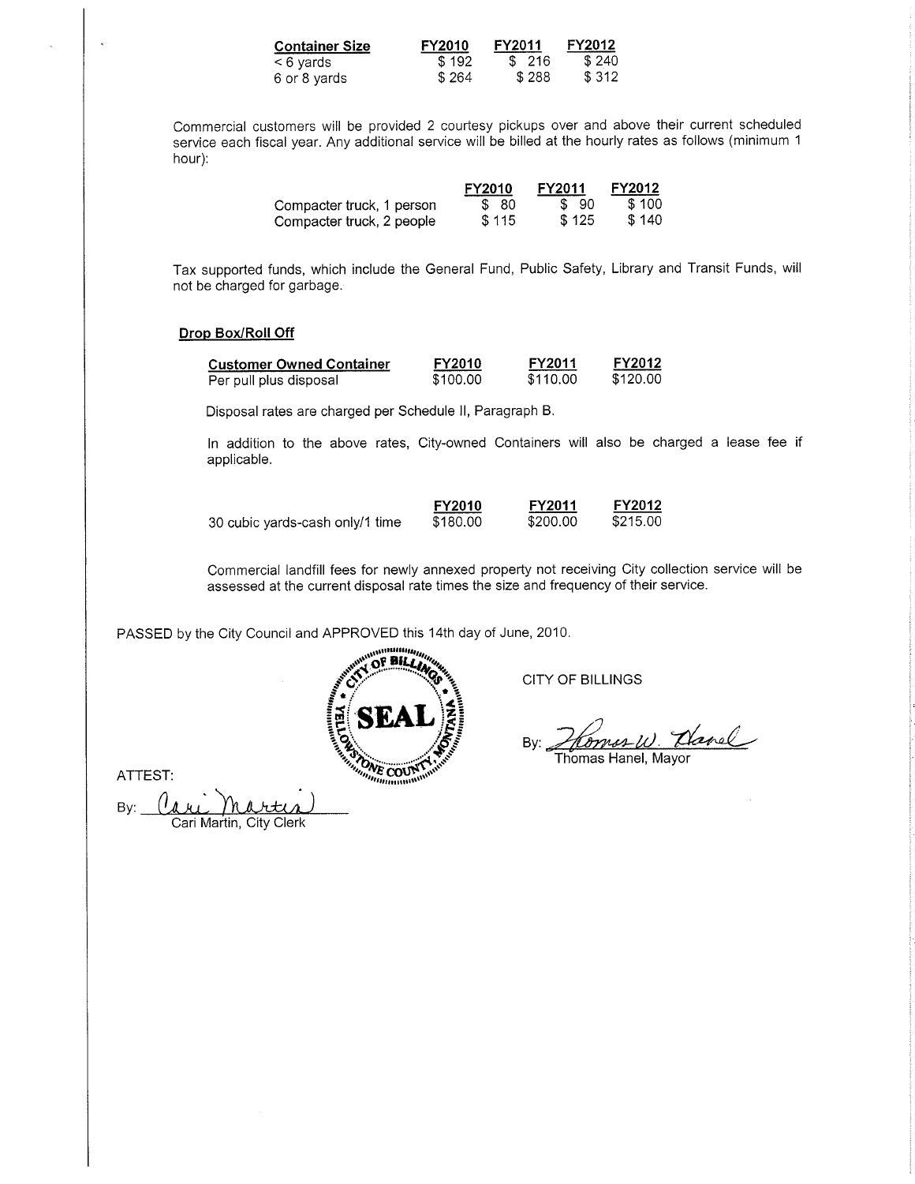| Container Size | FY2010 | FY2011 | FY2012 |
|---|---|---|---|
| < 6 yards | $ 192 | $ 216 | $ 240 |
| 6 or 8 yards | $ 264 | $ 288 | $ 312 |

Commercial customers will be provided 2 courtesy pickups over and above their current scheduled service each fiscal year. Any additional service will be billed at the hourly rates as follows (minimum 1 hour):

| | FY2010 | FY2011 | FY2012 |
|---|---|---|---|
| Compacter truck, 1 person | $ 80 | $ 90 | $ 100 |
| Compacter truck, 2 people | $ 115 | $ 125 | $ 140 |

Tax supported funds, which include the General Fund, Public Safety, Library and Transit Funds, will not be charged for garbage.

**Drop Box/Roll Off**

| Customer Owned Container | FY2010 | FY2011 | FY2012 |
|---|---|---|---|
| Per pull plus disposal | $100.00 | $110.00 | $120.00 |

Disposal rates are charged per Schedule II, Paragraph B.

In addition to the above rates, City-owned Containers will also be charged a lease fee if applicable.

| | FY2010 | FY2011 | FY2012 |
|---|---|---|---|
| 30 cubic yards-cash only/1 time | $180.00 | $200.00 | $215.00 |

Commercial landfill fees for newly annexed property not receiving City collection service will be assessed at the current disposal rate times the size and frequency of their service.

PASSED by the City Council and APPROVED this 14th day of June, 2010.

CITY OF BILLINGS

By: Thomas W. Hanel
Thomas Hanel, Mayor

ATTEST:

By: Cari Martin
Cari Martin, City Clerk